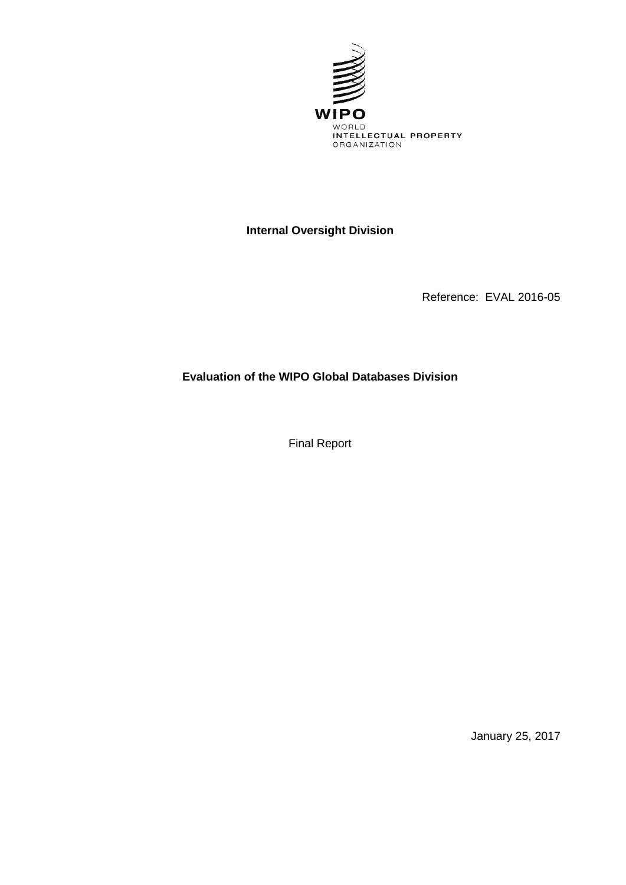WIPO

WORLD
INTELLECTUAL PROPERTY
ORGANIZATION

**Internal Oversight Division**

Reference: EVAL 2016-05

**Evaluation of the WIPO Global Databases Division**

Final Report

January 25, 2017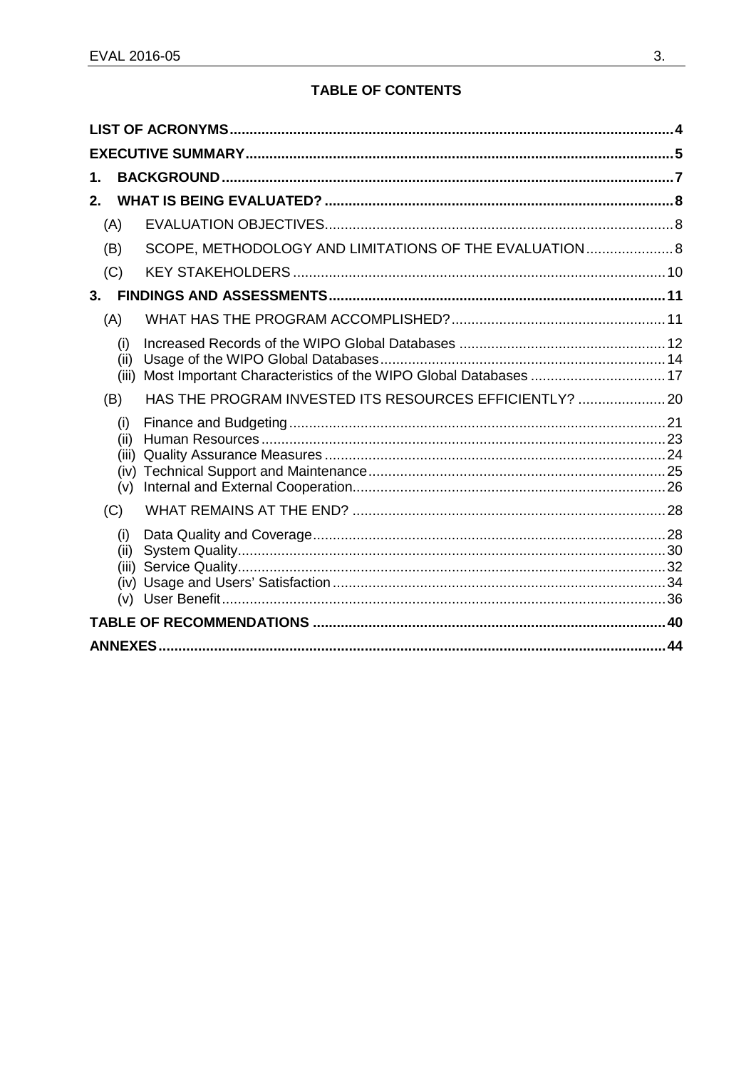## TABLE OF CONTENTS

| | |
|---|---|
| **LIST OF ACRONYMS** | **4** |
| **EXECUTIVE SUMMARY** | **5** |
| **1. BACKGROUND** | **7** |
| **2. WHAT IS BEING EVALUATED?** | **8** |
| (A) EVALUATION OBJECTIVES | 8 |
| (B) SCOPE, METHODOLOGY AND LIMITATIONS OF THE EVALUATION | 8 |
| (C) KEY STAKEHOLDERS | 10 |
| **3. FINDINGS AND ASSESSMENTS** | **11** |
| (A) WHAT HAS THE PROGRAM ACCOMPLISHED? | 11 |
| (i) Increased Records of the WIPO Global Databases | 12 |
| (ii) Usage of the WIPO Global Databases | 14 |
| (iii) Most Important Characteristics of the WIPO Global Databases | 17 |
| (B) HAS THE PROGRAM INVESTED ITS RESOURCES EFFICIENTLY? | 20 |
| (i) Finance and Budgeting | 21 |
| (ii) Human Resources | 23 |
| (iii) Quality Assurance Measures | 24 |
| (iv) Technical Support and Maintenance | 25 |
| (v) Internal and External Cooperation | 26 |
| (C) WHAT REMAINS AT THE END? | 28 |
| (i) Data Quality and Coverage | 28 |
| (ii) System Quality | 30 |
| (iii) Service Quality | 32 |
| (iv) Usage and Users' Satisfaction | 34 |
| (v) User Benefit | 36 |
| **TABLE OF RECOMMENDATIONS** | **40** |
| **ANNEXES** | **44** |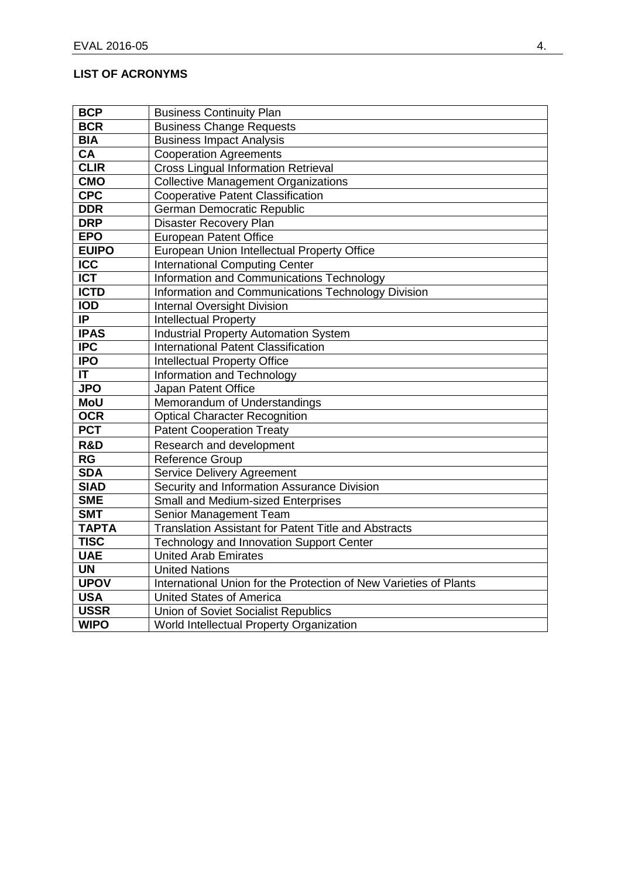**LIST OF ACRONYMS**

| | |
|---|---|
| **BCP** | Business Continuity Plan |
| **BCR** | Business Change Requests |
| **BIA** | Business Impact Analysis |
| **CA** | Cooperation Agreements |
| **CLIR** | Cross Lingual Information Retrieval |
| **CMO** | Collective Management Organizations |
| **CPC** | Cooperative Patent Classification |
| **DDR** | German Democratic Republic |
| **DRP** | Disaster Recovery Plan |
| **EPO** | European Patent Office |
| **EUIPO** | European Union Intellectual Property Office |
| **ICC** | International Computing Center |
| **ICT** | Information and Communications Technology |
| **ICTD** | Information and Communications Technology Division |
| **IOD** | Internal Oversight Division |
| **IP** | Intellectual Property |
| **IPAS** | Industrial Property Automation System |
| **IPC** | International Patent Classification |
| **IPO** | Intellectual Property Office |
| **IT** | Information and Technology |
| **JPO** | Japan Patent Office |
| **MoU** | Memorandum of Understandings |
| **OCR** | Optical Character Recognition |
| **PCT** | Patent Cooperation Treaty |
| **R&D** | Research and development |
| **RG** | Reference Group |
| **SDA** | Service Delivery Agreement |
| **SIAD** | Security and Information Assurance Division |
| **SME** | Small and Medium-sized Enterprises |
| **SMT** | Senior Management Team |
| **TAPTA** | Translation Assistant for Patent Title and Abstracts |
| **TISC** | Technology and Innovation Support Center |
| **UAE** | United Arab Emirates |
| **UN** | United Nations |
| **UPOV** | International Union for the Protection of New Varieties of Plants |
| **USA** | United States of America |
| **USSR** | Union of Soviet Socialist Republics |
| **WIPO** | World Intellectual Property Organization |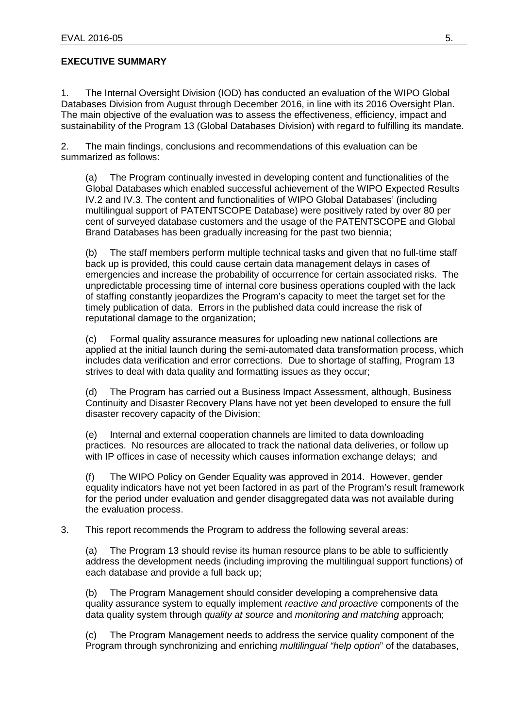## EXECUTIVE SUMMARY

1. The Internal Oversight Division (IOD) has conducted an evaluation of the WIPO Global Databases Division from August through December 2016, in line with its 2016 Oversight Plan. The main objective of the evaluation was to assess the effectiveness, efficiency, impact and sustainability of the Program 13 (Global Databases Division) with regard to fulfilling its mandate.

2. The main findings, conclusions and recommendations of this evaluation can be summarized as follows:

(a) The Program continually invested in developing content and functionalities of the Global Databases which enabled successful achievement of the WIPO Expected Results IV.2 and IV.3. The content and functionalities of WIPO Global Databases' (including multilingual support of PATENTSCOPE Database) were positively rated by over 80 per cent of surveyed database customers and the usage of the PATENTSCOPE and Global Brand Databases has been gradually increasing for the past two biennia;

(b) The staff members perform multiple technical tasks and given that no full-time staff back up is provided, this could cause certain data management delays in cases of emergencies and increase the probability of occurrence for certain associated risks. The unpredictable processing time of internal core business operations coupled with the lack of staffing constantly jeopardizes the Program's capacity to meet the target set for the timely publication of data. Errors in the published data could increase the risk of reputational damage to the organization;

(c) Formal quality assurance measures for uploading new national collections are applied at the initial launch during the semi-automated data transformation process, which includes data verification and error corrections. Due to shortage of staffing, Program 13 strives to deal with data quality and formatting issues as they occur;

(d) The Program has carried out a Business Impact Assessment, although, Business Continuity and Disaster Recovery Plans have not yet been developed to ensure the full disaster recovery capacity of the Division;

(e) Internal and external cooperation channels are limited to data downloading practices. No resources are allocated to track the national data deliveries, or follow up with IP offices in case of necessity which causes information exchange delays; and

(f) The WIPO Policy on Gender Equality was approved in 2014. However, gender equality indicators have not yet been factored in as part of the Program's result framework for the period under evaluation and gender disaggregated data was not available during the evaluation process.

3. This report recommends the Program to address the following several areas:

(a) The Program 13 should revise its human resource plans to be able to sufficiently address the development needs (including improving the multilingual support functions) of each database and provide a full back up;

(b) The Program Management should consider developing a comprehensive data quality assurance system to equally implement *reactive and proactive* components of the data quality system through *quality at source* and *monitoring and matching* approach;

(c) The Program Management needs to address the service quality component of the Program through synchronizing and enriching *multilingual "help option*" of the databases,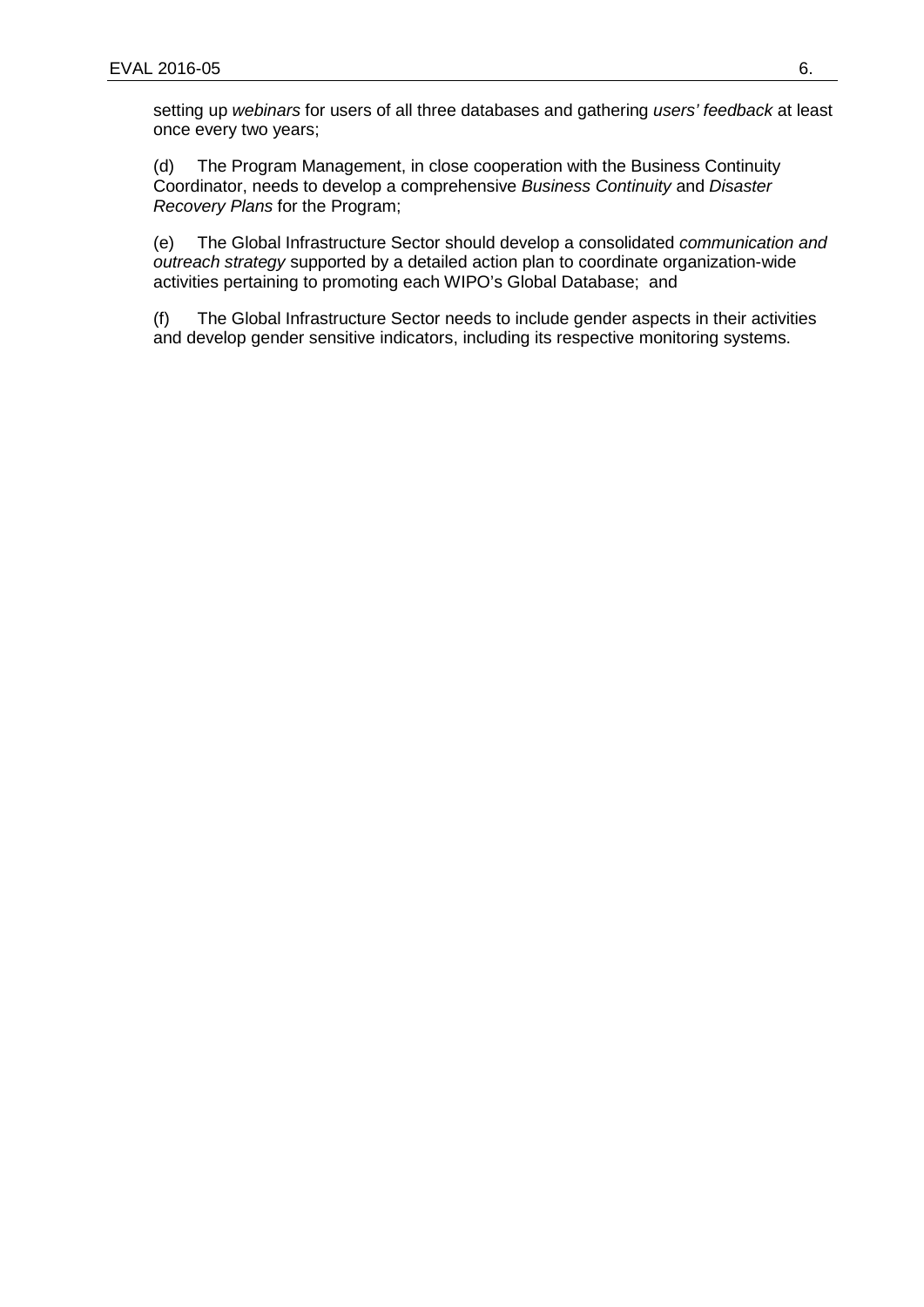setting up *webinars* for users of all three databases and gathering *users' feedback* at least once every two years;

(d) The Program Management, in close cooperation with the Business Continuity Coordinator, needs to develop a comprehensive *Business Continuity* and *Disaster Recovery Plans* for the Program;

(e) The Global Infrastructure Sector should develop a consolidated *communication and outreach strategy* supported by a detailed action plan to coordinate organization-wide activities pertaining to promoting each WIPO's Global Database; and

(f) The Global Infrastructure Sector needs to include gender aspects in their activities and develop gender sensitive indicators, including its respective monitoring systems.